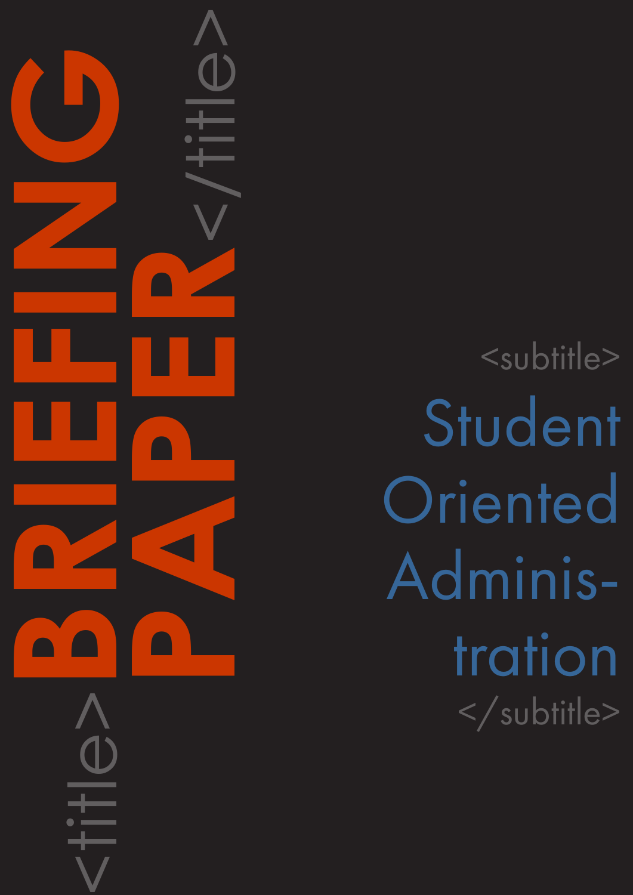<title>

# BRIEFING PAPER

</title>

<subtitle>

## Student Oriented Adminis-tration

</subtitle>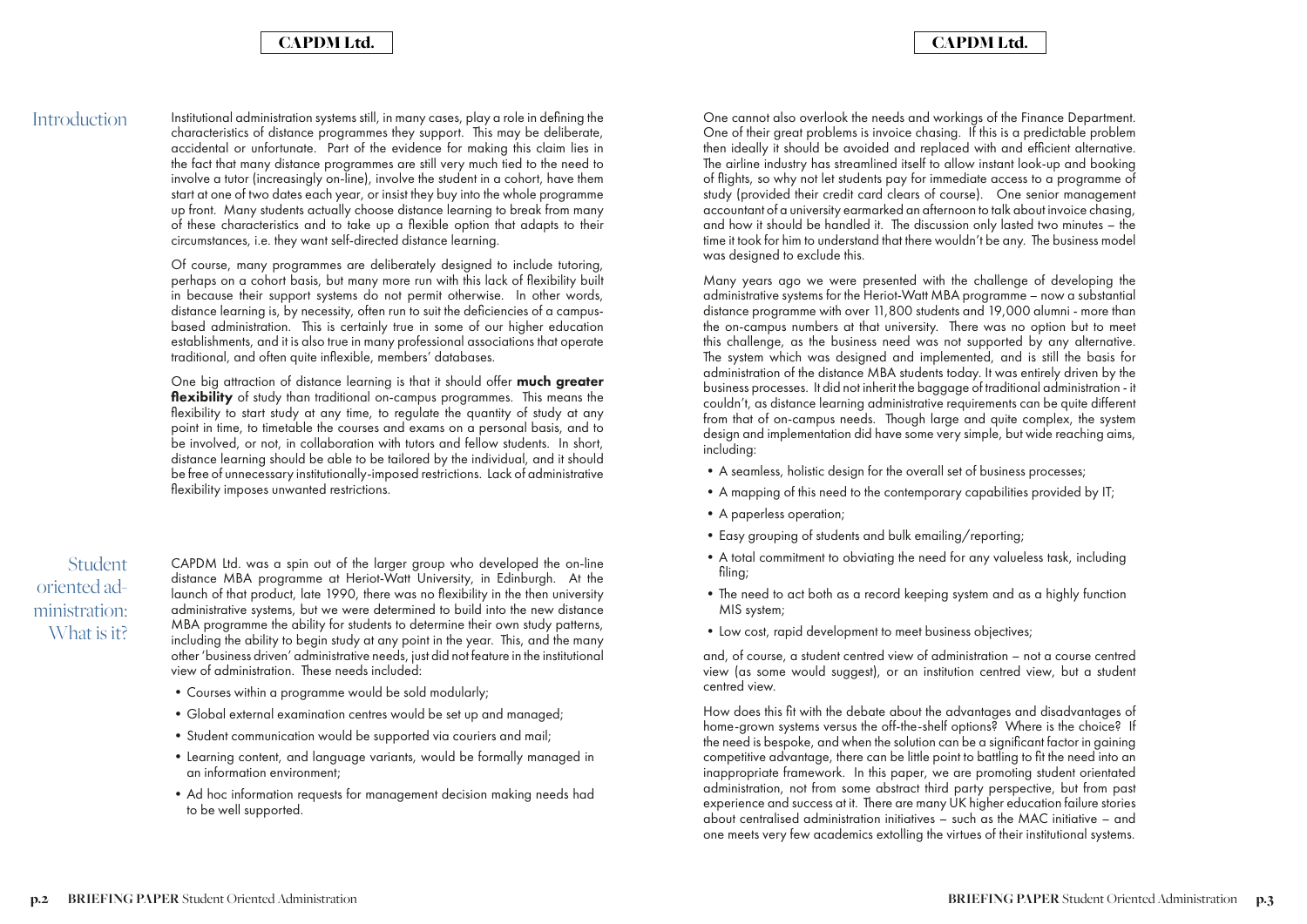## Introduction

Institutional administration systems still, in many cases, play a role in defining the characteristics of distance programmes they support. This may be deliberate, accidental or unfortunate. Part of the evidence for making this claim lies in the fact that many distance programmes are still very much tied to the need to involve a tutor (increasingly on-line), involve the student in a cohort, have them start at one of two dates each year, or insist they buy into the whole programme up front. Many students actually choose distance learning to break from many of these characteristics and to take up a flexible option that adapts to their circumstances, i.e. they want self-directed distance learning.

Of course, many programmes are deliberately designed to include tutoring, perhaps on a cohort basis, but many more run with this lack of flexibility built in because their support systems do not permit otherwise. In other words, distance learning is, by necessity, often run to suit the deficiencies of a campus-based administration. This is certainly true in some of our higher education establishments, and it is also true in many professional associations that operate traditional, and often quite inflexible, members' databases.

One big attraction of distance learning is that it should offer **much greater flexibility** of study than traditional on-campus programmes. This means the flexibility to start study at any time, to regulate the quantity of study at any point in time, to timetable the courses and exams on a personal basis, and to be involved, or not, in collaboration with tutors and fellow students. In short, distance learning should be able to be tailored by the individual, and it should be free of unnecessary institutionally-imposed restrictions. Lack of administrative flexibility imposes unwanted restrictions.

## Student oriented administration: What is it?

CAPDM Ltd. was a spin out of the larger group who developed the on-line distance MBA programme at Heriot-Watt University, in Edinburgh. At the launch of that product, late 1990, there was no flexibility in the then university administrative systems, but we were determined to build into the new distance MBA programme the ability for students to determine their own study patterns, including the ability to begin study at any point in the year. This, and the many other 'business driven' administrative needs, just did not feature in the institutional view of administration. These needs included:

- Courses within a programme would be sold modularly;
- Global external examination centres would be set up and managed;
- Student communication would be supported via couriers and mail;
- Learning content, and language variants, would be formally managed in an information environment;
- Ad hoc information requests for management decision making needs had to be well supported.

One cannot also overlook the needs and workings of the Finance Department. One of their great problems is invoice chasing. If this is a predictable problem then ideally it should be avoided and replaced with and efficient alternative. The airline industry has streamlined itself to allow instant look-up and booking of flights, so why not let students pay for immediate access to a programme of study (provided their credit card clears of course). One senior management accountant of a university earmarked an afternoon to talk about invoice chasing, and how it should be handled it. The discussion only lasted two minutes – the time it took for him to understand that there wouldn't be any. The business model was designed to exclude this.

Many years ago we were presented with the challenge of developing the administrative systems for the Heriot-Watt MBA programme – now a substantial distance programme with over 11,800 students and 19,000 alumni - more than the on-campus numbers at that university. There was no option but to meet this challenge, as the business need was not supported by any alternative. The system which was designed and implemented, and is still the basis for administration of the distance MBA students today. It was entirely driven by the business processes. It did not inherit the baggage of traditional administration - it couldn't, as distance learning administrative requirements can be quite different from that of on-campus needs. Though large and quite complex, the system design and implementation did have some very simple, but wide reaching aims, including:

- A seamless, holistic design for the overall set of business processes;
- A mapping of this need to the contemporary capabilities provided by IT;
- A paperless operation;
- Easy grouping of students and bulk emailing/reporting;
- A total commitment to obviating the need for any valueless task, including filing;
- The need to act both as a record keeping system and as a highly function MIS system;
- Low cost, rapid development to meet business objectives;

and, of course, a student centred view of administration – not a course centred view (as some would suggest), or an institution centred view, but a student centred view.

How does this fit with the debate about the advantages and disadvantages of home-grown systems versus the off-the-shelf options? Where is the choice? If the need is bespoke, and when the solution can be a significant factor in gaining competitive advantage, there can be little point to battling to fit the need into an inappropriate framework. In this paper, we are promoting student orientated administration, not from some abstract third party perspective, but from past experience and success at it. There are many UK higher education failure stories about centralised administration initiatives – such as the MAC initiative – and one meets very few academics extolling the virtues of their institutional systems.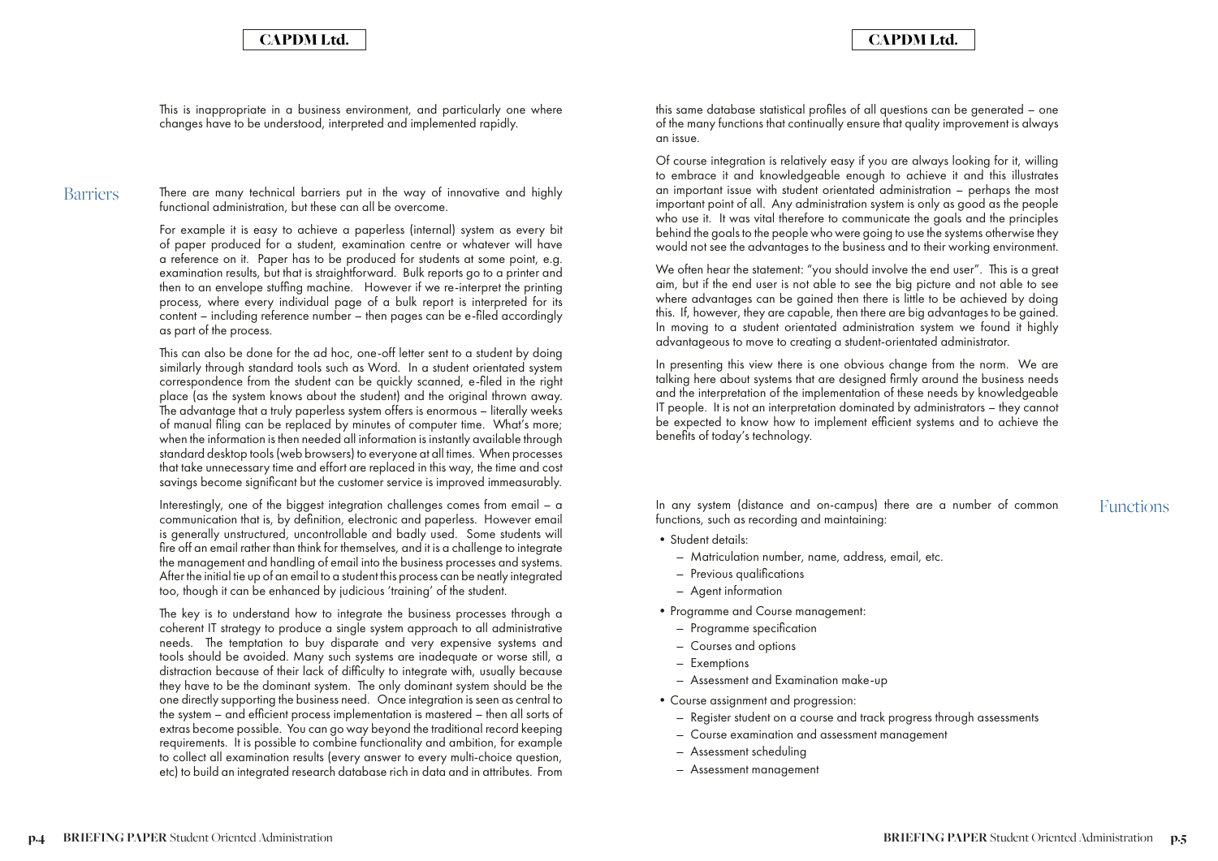This is inappropriate in a business environment, and particularly one where changes have to be understood, interpreted and implemented rapidly.

## Barriers

There are many technical barriers put in the way of innovative and highly functional administration, but these can all be overcome.

For example it is easy to achieve a paperless (internal) system as every bit of paper produced for a student, examination centre or whatever will have a reference on it. Paper has to be produced for students at some point, e.g. examination results, but that is straightforward. Bulk reports go to a printer and then to an envelope stuffing machine. However if we re-interpret the printing process, where every individual page of a bulk report is interpreted for its content – including reference number – then pages can be e-filed accordingly as part of the process.

This can also be done for the ad hoc, one-off letter sent to a student by doing similarly through standard tools such as Word. In a student orientated system correspondence from the student can be quickly scanned, e-filed in the right place (as the system knows about the student) and the original thrown away. The advantage that a truly paperless system offers is enormous – literally weeks of manual filing can be replaced by minutes of computer time. What's more; when the information is then needed all information is instantly available through standard desktop tools (web browsers) to everyone at all times. When processes that take unnecessary time and effort are replaced in this way, the time and cost savings become significant but the customer service is improved immeasurably.

Interestingly, one of the biggest integration challenges comes from email – a communication that is, by definition, electronic and paperless. However email is generally unstructured, uncontrollable and badly used. Some students will fire off an email rather than think for themselves, and it is a challenge to integrate the management and handling of email into the business processes and systems. After the initial tie up of an email to a student this process can be neatly integrated too, though it can be enhanced by judicious 'training' of the student.

The key is to understand how to integrate the business processes through a coherent IT strategy to produce a single system approach to all administrative needs. The temptation to buy disparate and very expensive systems and tools should be avoided. Many such systems are inadequate or worse still, a distraction because of their lack of difficulty to integrate with, usually because they have to be the dominant system. The only dominant system should be the one directly supporting the business need. Once integration is seen as central to the system – and efficient process implementation is mastered – then all sorts of extras become possible. You can go way beyond the traditional record keeping requirements. It is possible to combine functionality and ambition, for example to collect all examination results (every answer to every multi-choice question, etc) to build an integrated research database rich in data and in attributes. From this same database statistical profiles of all questions can be generated – one of the many functions that continually ensure that quality improvement is always an issue.

Of course integration is relatively easy if you are always looking for it, willing to embrace it and knowledgeable enough to achieve it and this illustrates an important issue with student orientated administration – perhaps the most important point of all. Any administration system is only as good as the people who use it. It was vital therefore to communicate the goals and the principles behind the goals to the people who were going to use the systems otherwise they would not see the advantages to the business and to their working environment.

We often hear the statement: "you should involve the end user". This is a great aim, but if the end user is not able to see the big picture and not able to see where advantages can be gained then there is little to be achieved by doing this. If, however, they are capable, then there are big advantages to be gained. In moving to a student orientated administration system we found it highly advantageous to move to creating a student-orientated administrator.

In presenting this view there is one obvious change from the norm. We are talking here about systems that are designed firmly around the business needs and the interpretation of the implementation of these needs by knowledgeable IT people. It is not an interpretation dominated by administrators – they cannot be expected to know how to implement efficient systems and to achieve the benefits of today's technology.

## Functions

In any system (distance and on-campus) there are a number of common functions, such as recording and maintaining:

- Student details:
  - Matriculation number, name, address, email, etc.
  - Previous qualifications
  - Agent information
- Programme and Course management:
  - Programme specification
  - Courses and options
  - Exemptions
  - Assessment and Examination make-up
- Course assignment and progression:
  - Register student on a course and track progress through assessments
  - Course examination and assessment management
  - Assessment scheduling
  - Assessment management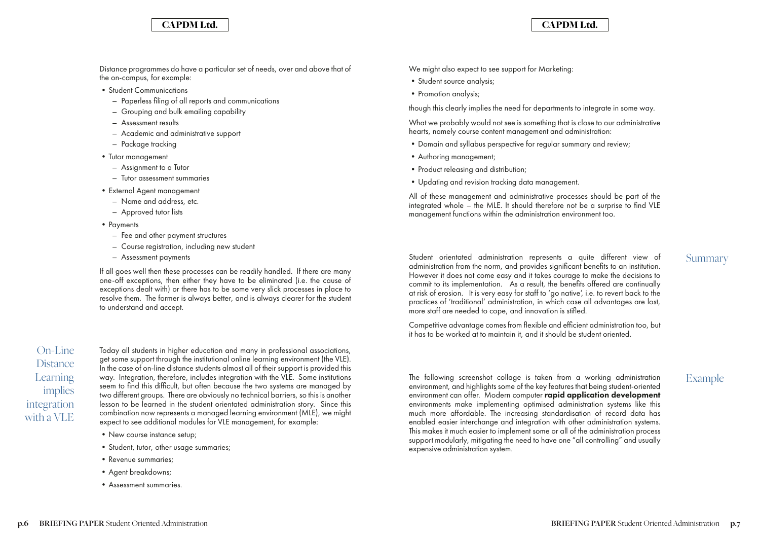Distance programmes do have a particular set of needs, over and above that of the on-campus, for example:

- Student Communications
  - Paperless filing of all reports and communications
  - Grouping and bulk emailing capability
  - Assessment results
  - Academic and administrative support
  - Package tracking
- Tutor management
  - Assignment to a Tutor
  - Tutor assessment summaries
- External Agent management
  - Name and address, etc.
  - Approved tutor lists
- Payments
  - Fee and other payment structures
  - Course registration, including new student
  - Assessment payments

If all goes well then these processes can be readily handled. If there are many one-off exceptions, then either they have to be eliminated (i.e. the cause of exceptions dealt with) or there has to be some very slick processes in place to resolve them. The former is always better, and is always clearer for the student to understand and accept.

## On-Line Distance Learning implies integration with a VLE

Today all students in higher education and many in professional associations, get some support through the institutional online learning environment (the VLE). In the case of on-line distance students almost all of their support is provided this way. Integration, therefore, includes integration with the VLE. Some institutions seem to find this difficult, but often because the two systems are managed by two different groups. There are obviously no technical barriers, so this is another lesson to be learned in the student orientated administration story. Since this combination now represents a managed learning environment (MLE), we might expect to see additional modules for VLE management, for example:

- New course instance setup;
- Student, tutor, other usage summaries;
- Revenue summaries;
- Agent breakdowns;
- Assessment summaries.

We might also expect to see support for Marketing:

- Student source analysis;
- Promotion analysis;

though this clearly implies the need for departments to integrate in some way.

What we probably would not see is something that is close to our administrative hearts, namely course content management and administration:

- Domain and syllabus perspective for regular summary and review;
- Authoring management;
- Product releasing and distribution;
- Updating and revision tracking data management.

All of these management and administrative processes should be part of the integrated whole – the MLE. It should therefore not be a surprise to find VLE management functions within the administration environment too.

## Summary

Student orientated administration represents a quite different view of administration from the norm, and provides significant benefits to an institution. However it does not come easy and it takes courage to make the decisions to commit to its implementation. As a result, the benefits offered are continually at risk of erosion. It is very easy for staff to 'go native', i.e. to revert back to the practices of 'traditional' administration, in which case all advantages are lost, more staff are needed to cope, and innovation is stifled.

Competitive advantage comes from flexible and efficient administration too, but it has to be worked at to maintain it, and it should be student oriented.

## Example

The following screenshot collage is taken from a working administration environment, and highlights some of the key features that being student-oriented environment can offer. Modern computer **rapid application development** environments make implementing optimised administration systems like this much more affordable. The increasing standardisation of record data has enabled easier interchange and integration with other administration systems. This makes it much easier to implement some or all of the administration process support modularly, mitigating the need to have one "all controlling" and usually expensive administration system.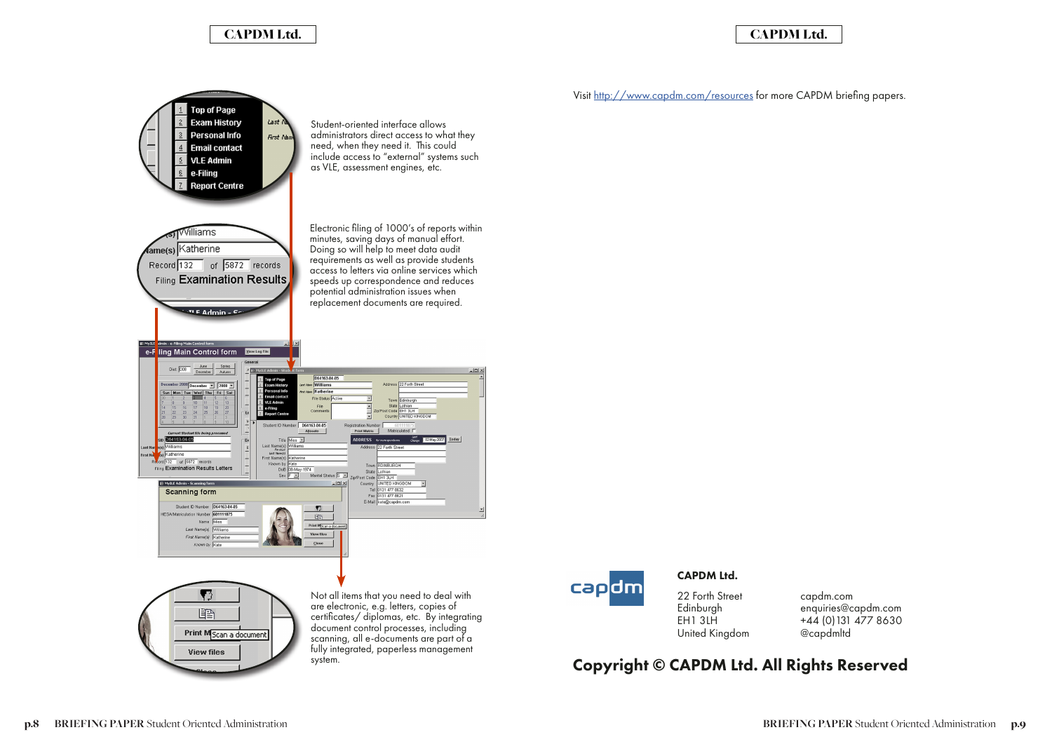Student-oriented interface allows administrators direct access to what they need, when they need it. This could include access to "external" systems such as VLE, assessment engines, etc.

Electronic filing of 1000's of reports within minutes, saving days of manual effort. Doing so will help to meet data audit requirements as well as provide students access to letters via online services which speeds up correspondence and reduces potential administration issues when replacement documents are required.

Not all items that you need to deal with are electronic, e.g. letters, copies of certificates/ diplomas, etc. By integrating document control processes, including scanning, all e-documents are part of a fully integrated, paperless management system.

Visit http://www.capdm.com/resources for more CAPDM briefing papers.

**CAPDM Ltd.**

22 Forth Street
Edinburgh
EH1 3LH
United Kingdom

capdm.com
enquiries@capdm.com
+44 (0)131 477 8630
@capdmltd

**Copyright © CAPDM Ltd. All Rights Reserved**